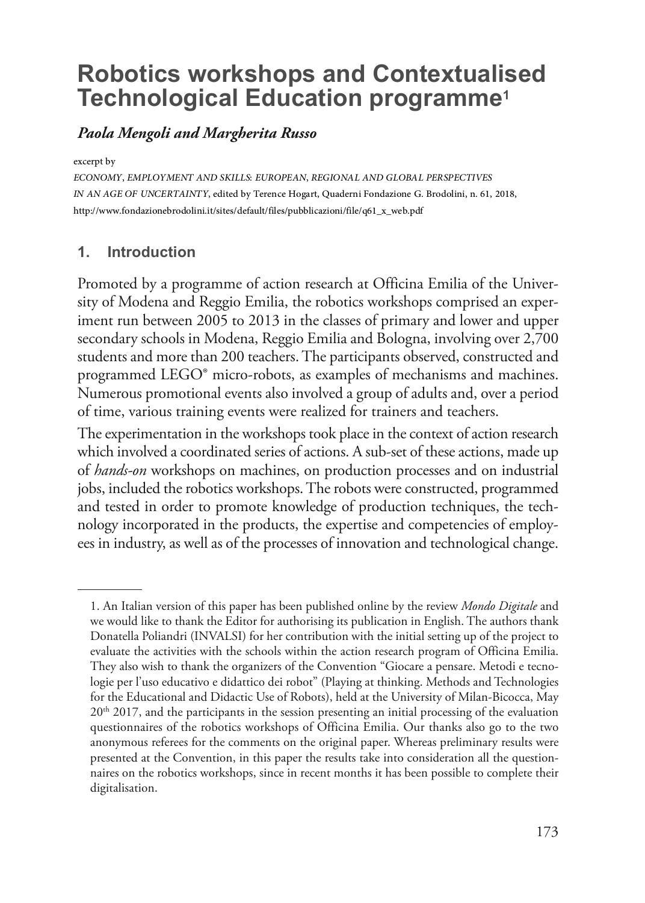# Robotics workshops and Contextualised Technological Education programme[1]

*Paola Mengoli and Margherita Russo*

excerpt by

*ECONOMY, EMPLOYMENT AND SKILLS: EUROPEAN, REGIONAL AND GLOBAL PERSPECTIVES IN AN AGE OF UNCERTAINTY*, edited by Terence Hogart, Quaderni Fondazione G. Brodolini, n. 61, 2018, http://www.fondazionebrodolini.it/sites/default/files/pubblicazioni/file/q61_x_web.pdf

## 1. Introduction

Promoted by a programme of action research at Officina Emilia of the University of Modena and Reggio Emilia, the robotics workshops comprised an experiment run between 2005 to 2013 in the classes of primary and lower and upper secondary schools in Modena, Reggio Emilia and Bologna, involving over 2,700 students and more than 200 teachers. The participants observed, constructed and programmed LEGO® micro-robots, as examples of mechanisms and machines. Numerous promotional events also involved a group of adults and, over a period of time, various training events were realized for trainers and teachers.

The experimentation in the workshops took place in the context of action research which involved a coordinated series of actions. A sub-set of these actions, made up of *hands-on* workshops on machines, on production processes and on industrial jobs, included the robotics workshops. The robots were constructed, programmed and tested in order to promote knowledge of production techniques, the technology incorporated in the products, the expertise and competencies of employees in industry, as well as of the processes of innovation and technological change.

---

1. An Italian version of this paper has been published online by the review *Mondo Digitale* and we would like to thank the Editor for authorising its publication in English. The authors thank Donatella Poliandri (INVALSI) for her contribution with the initial setting up of the project to evaluate the activities with the schools within the action research program of Officina Emilia. They also wish to thank the organizers of the Convention "Giocare a pensare. Metodi e tecnologie per l'uso educativo e didattico dei robot" (Playing at thinking. Methods and Technologies for the Educational and Didactic Use of Robots), held at the University of Milan-Bicocca, May 20th 2017, and the participants in the session presenting an initial processing of the evaluation questionnaires of the robotics workshops of Officina Emilia. Our thanks also go to the two anonymous referees for the comments on the original paper. Whereas preliminary results were presented at the Convention, in this paper the results take into consideration all the questionnaires on the robotics workshops, since in recent months it has been possible to complete their digitalisation.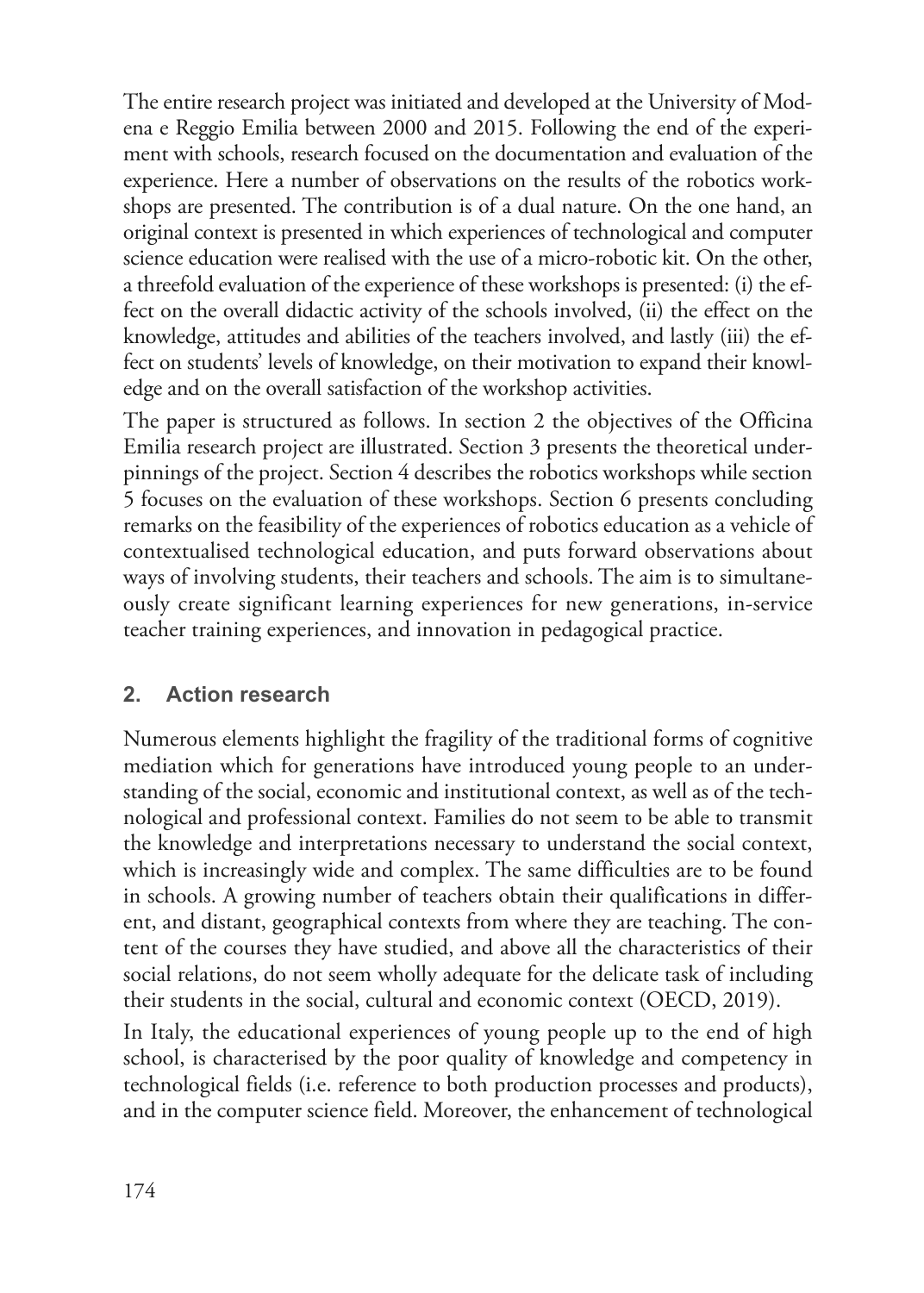The entire research project was initiated and developed at the University of Modena e Reggio Emilia between 2000 and 2015. Following the end of the experiment with schools, research focused on the documentation and evaluation of the experience. Here a number of observations on the results of the robotics workshops are presented. The contribution is of a dual nature. On the one hand, an original context is presented in which experiences of technological and computer science education were realised with the use of a micro-robotic kit. On the other, a threefold evaluation of the experience of these workshops is presented: (i) the effect on the overall didactic activity of the schools involved, (ii) the effect on the knowledge, attitudes and abilities of the teachers involved, and lastly (iii) the effect on students' levels of knowledge, on their motivation to expand their knowledge and on the overall satisfaction of the workshop activities.

The paper is structured as follows. In section 2 the objectives of the Officina Emilia research project are illustrated. Section 3 presents the theoretical underpinnings of the project. Section 4 describes the robotics workshops while section 5 focuses on the evaluation of these workshops. Section 6 presents concluding remarks on the feasibility of the experiences of robotics education as a vehicle of contextualised technological education, and puts forward observations about ways of involving students, their teachers and schools. The aim is to simultaneously create significant learning experiences for new generations, in-service teacher training experiences, and innovation in pedagogical practice.

## 2. Action research

Numerous elements highlight the fragility of the traditional forms of cognitive mediation which for generations have introduced young people to an understanding of the social, economic and institutional context, as well as of the technological and professional context. Families do not seem to be able to transmit the knowledge and interpretations necessary to understand the social context, which is increasingly wide and complex. The same difficulties are to be found in schools. A growing number of teachers obtain their qualifications in different, and distant, geographical contexts from where they are teaching. The content of the courses they have studied, and above all the characteristics of their social relations, do not seem wholly adequate for the delicate task of including their students in the social, cultural and economic context (OECD, 2019).

In Italy, the educational experiences of young people up to the end of high school, is characterised by the poor quality of knowledge and competency in technological fields (i.e. reference to both production processes and products), and in the computer science field. Moreover, the enhancement of technological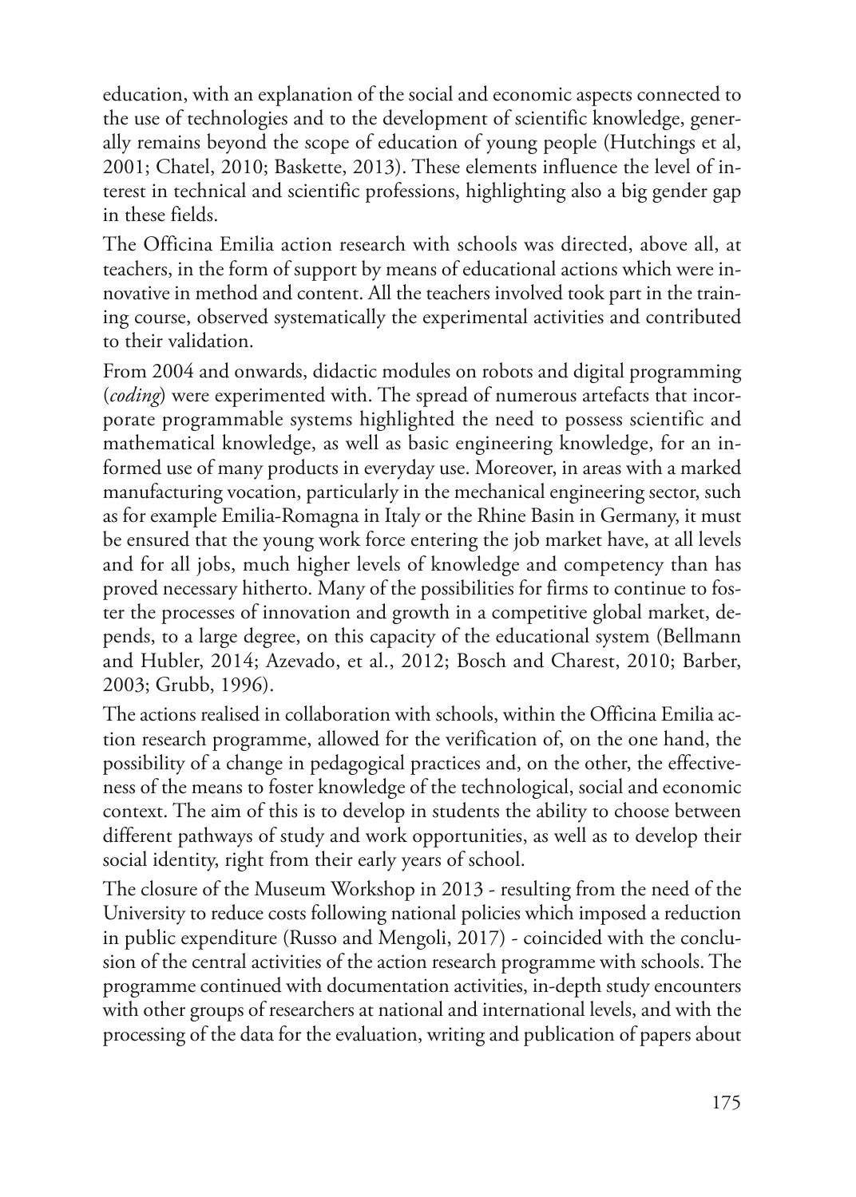education, with an explanation of the social and economic aspects connected to the use of technologies and to the development of scientific knowledge, generally remains beyond the scope of education of young people (Hutchings et al, 2001; Chatel, 2010; Baskette, 2013). These elements influence the level of interest in technical and scientific professions, highlighting also a big gender gap in these fields.

The Officina Emilia action research with schools was directed, above all, at teachers, in the form of support by means of educational actions which were innovative in method and content. All the teachers involved took part in the training course, observed systematically the experimental activities and contributed to their validation.

From 2004 and onwards, didactic modules on robots and digital programming (*coding*) were experimented with. The spread of numerous artefacts that incorporate programmable systems highlighted the need to possess scientific and mathematical knowledge, as well as basic engineering knowledge, for an informed use of many products in everyday use. Moreover, in areas with a marked manufacturing vocation, particularly in the mechanical engineering sector, such as for example Emilia-Romagna in Italy or the Rhine Basin in Germany, it must be ensured that the young work force entering the job market have, at all levels and for all jobs, much higher levels of knowledge and competency than has proved necessary hitherto. Many of the possibilities for firms to continue to foster the processes of innovation and growth in a competitive global market, depends, to a large degree, on this capacity of the educational system (Bellmann and Hubler, 2014; Azevado, et al., 2012; Bosch and Charest, 2010; Barber, 2003; Grubb, 1996).

The actions realised in collaboration with schools, within the Officina Emilia action research programme, allowed for the verification of, on the one hand, the possibility of a change in pedagogical practices and, on the other, the effectiveness of the means to foster knowledge of the technological, social and economic context. The aim of this is to develop in students the ability to choose between different pathways of study and work opportunities, as well as to develop their social identity, right from their early years of school.

The closure of the Museum Workshop in 2013 - resulting from the need of the University to reduce costs following national policies which imposed a reduction in public expenditure (Russo and Mengoli, 2017) - coincided with the conclusion of the central activities of the action research programme with schools. The programme continued with documentation activities, in-depth study encounters with other groups of researchers at national and international levels, and with the processing of the data for the evaluation, writing and publication of papers about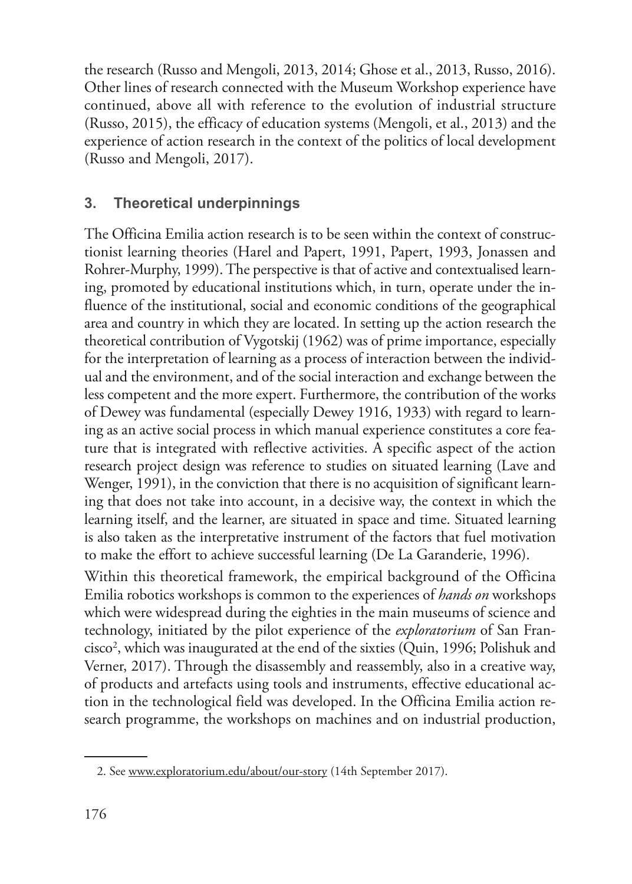the research (Russo and Mengoli, 2013, 2014; Ghose et al., 2013, Russo, 2016). Other lines of research connected with the Museum Workshop experience have continued, above all with reference to the evolution of industrial structure (Russo, 2015), the efficacy of education systems (Mengoli, et al., 2013) and the experience of action research in the context of the politics of local development (Russo and Mengoli, 2017).

## 3. Theoretical underpinnings

The Officina Emilia action research is to be seen within the context of constructionist learning theories (Harel and Papert, 1991, Papert, 1993, Jonassen and Rohrer-Murphy, 1999). The perspective is that of active and contextualised learning, promoted by educational institutions which, in turn, operate under the influence of the institutional, social and economic conditions of the geographical area and country in which they are located. In setting up the action research the theoretical contribution of Vygotskij (1962) was of prime importance, especially for the interpretation of learning as a process of interaction between the individual and the environment, and of the social interaction and exchange between the less competent and the more expert. Furthermore, the contribution of the works of Dewey was fundamental (especially Dewey 1916, 1933) with regard to learning as an active social process in which manual experience constitutes a core feature that is integrated with reflective activities. A specific aspect of the action research project design was reference to studies on situated learning (Lave and Wenger, 1991), in the conviction that there is no acquisition of significant learning that does not take into account, in a decisive way, the context in which the learning itself, and the learner, are situated in space and time. Situated learning is also taken as the interpretative instrument of the factors that fuel motivation to make the effort to achieve successful learning (De La Garanderie, 1996).

Within this theoretical framework, the empirical background of the Officina Emilia robotics workshops is common to the experiences of *hands on* workshops which were widespread during the eighties in the main museums of science and technology, initiated by the pilot experience of the *exploratorium* of San Francisco[2], which was inaugurated at the end of the sixties (Quin, 1996; Polishuk and Verner, 2017). Through the disassembly and reassembly, also in a creative way, of products and artefacts using tools and instruments, effective educational action in the technological field was developed. In the Officina Emilia action research programme, the workshops on machines and on industrial production,

2. See www.exploratorium.edu/about/our-story (14th September 2017).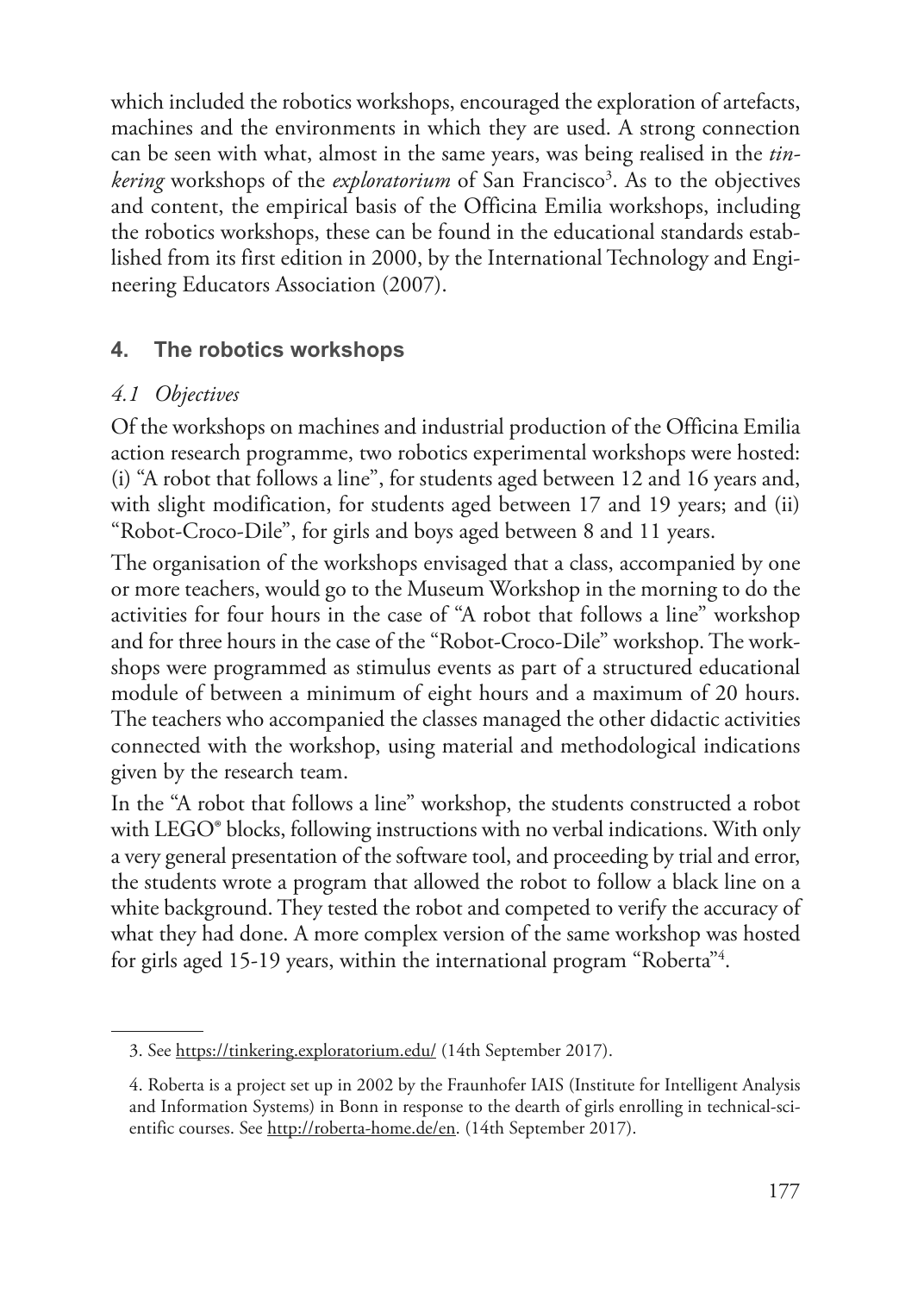which included the robotics workshops, encouraged the exploration of artefacts, machines and the environments in which they are used. A strong connection can be seen with what, almost in the same years, was being realised in the *tinkering* workshops of the *exploratorium* of San Francisco[3]. As to the objectives and content, the empirical basis of the Officina Emilia workshops, including the robotics workshops, these can be found in the educational standards established from its first edition in 2000, by the International Technology and Engineering Educators Association (2007).

## 4. The robotics workshops

### *4.1 Objectives*

Of the workshops on machines and industrial production of the Officina Emilia action research programme, two robotics experimental workshops were hosted: (i) "A robot that follows a line", for students aged between 12 and 16 years and, with slight modification, for students aged between 17 and 19 years; and (ii) "Robot-Croco-Dile", for girls and boys aged between 8 and 11 years.

The organisation of the workshops envisaged that a class, accompanied by one or more teachers, would go to the Museum Workshop in the morning to do the activities for four hours in the case of "A robot that follows a line" workshop and for three hours in the case of the "Robot-Croco-Dile" workshop. The workshops were programmed as stimulus events as part of a structured educational module of between a minimum of eight hours and a maximum of 20 hours. The teachers who accompanied the classes managed the other didactic activities connected with the workshop, using material and methodological indications given by the research team.

In the "A robot that follows a line" workshop, the students constructed a robot with LEGO® blocks, following instructions with no verbal indications. With only a very general presentation of the software tool, and proceeding by trial and error, the students wrote a program that allowed the robot to follow a black line on a white background. They tested the robot and competed to verify the accuracy of what they had done. A more complex version of the same workshop was hosted for girls aged 15-19 years, within the international program "Roberta"[4].

---

3. See https://tinkering.exploratorium.edu/ (14th September 2017).

4. Roberta is a project set up in 2002 by the Fraunhofer IAIS (Institute for Intelligent Analysis and Information Systems) in Bonn in response to the dearth of girls enrolling in technical-scientific courses. See http://roberta-home.de/en. (14th September 2017).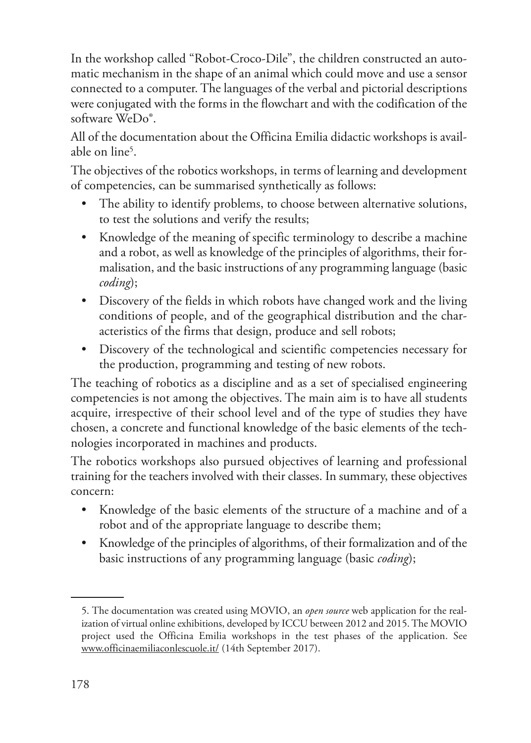In the workshop called "Robot-Croco-Dile", the children constructed an automatic mechanism in the shape of an animal which could move and use a sensor connected to a computer. The languages of the verbal and pictorial descriptions were conjugated with the forms in the flowchart and with the codification of the software WeDo®.

All of the documentation about the Officina Emilia didactic workshops is available on line[5].

The objectives of the robotics workshops, in terms of learning and development of competencies, can be summarised synthetically as follows:

- The ability to identify problems, to choose between alternative solutions, to test the solutions and verify the results;
- Knowledge of the meaning of specific terminology to describe a machine and a robot, as well as knowledge of the principles of algorithms, their formalisation, and the basic instructions of any programming language (basic *coding*);
- Discovery of the fields in which robots have changed work and the living conditions of people, and of the geographical distribution and the characteristics of the firms that design, produce and sell robots;
- Discovery of the technological and scientific competencies necessary for the production, programming and testing of new robots.

The teaching of robotics as a discipline and as a set of specialised engineering competencies is not among the objectives. The main aim is to have all students acquire, irrespective of their school level and of the type of studies they have chosen, a concrete and functional knowledge of the basic elements of the technologies incorporated in machines and products.

The robotics workshops also pursued objectives of learning and professional training for the teachers involved with their classes. In summary, these objectives concern:

- Knowledge of the basic elements of the structure of a machine and of a robot and of the appropriate language to describe them;
- Knowledge of the principles of algorithms, of their formalization and of the basic instructions of any programming language (basic *coding*);

---

5. The documentation was created using MOVIO, an *open source* web application for the realization of virtual online exhibitions, developed by ICCU between 2012 and 2015. The MOVIO project used the Officina Emilia workshops in the test phases of the application. See www.officinaemiliaconlescuole.it/ (14th September 2017).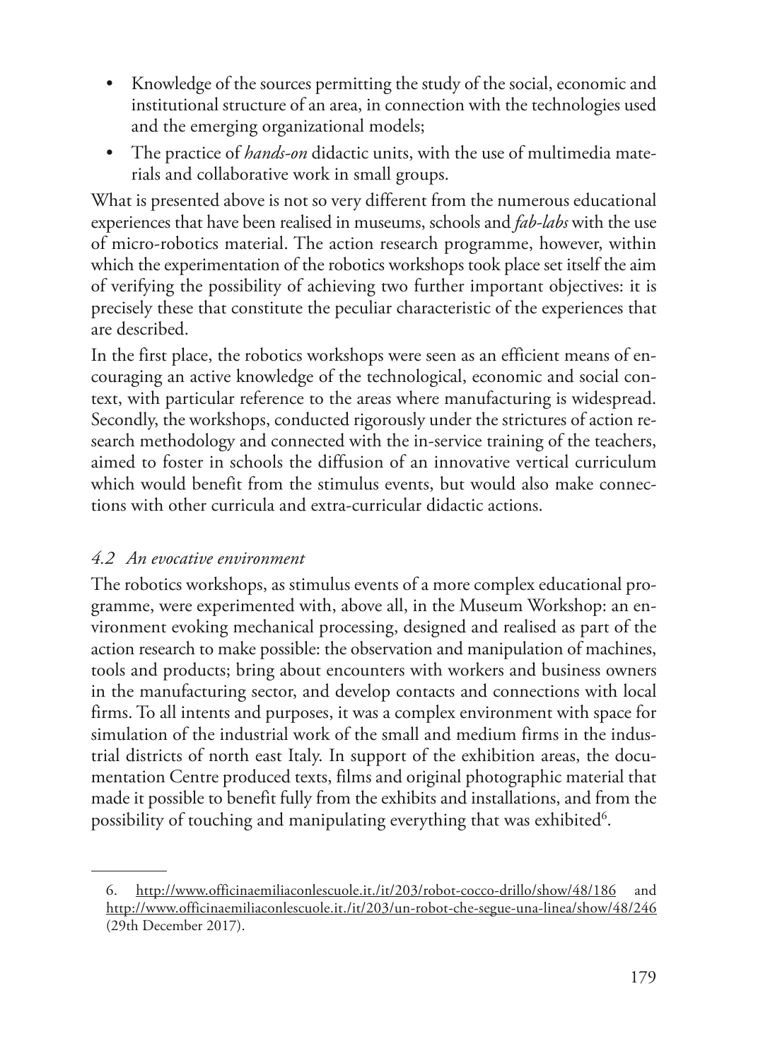- Knowledge of the sources permitting the study of the social, economic and institutional structure of an area, in connection with the technologies used and the emerging organizational models;
- The practice of *hands-on* didactic units, with the use of multimedia materials and collaborative work in small groups.

What is presented above is not so very different from the numerous educational experiences that have been realised in museums, schools and *fab-labs* with the use of micro-robotics material. The action research programme, however, within which the experimentation of the robotics workshops took place set itself the aim of verifying the possibility of achieving two further important objectives: it is precisely these that constitute the peculiar characteristic of the experiences that are described.

In the first place, the robotics workshops were seen as an efficient means of encouraging an active knowledge of the technological, economic and social context, with particular reference to the areas where manufacturing is widespread. Secondly, the workshops, conducted rigorously under the strictures of action research methodology and connected with the in-service training of the teachers, aimed to foster in schools the diffusion of an innovative vertical curriculum which would benefit from the stimulus events, but would also make connections with other curricula and extra-curricular didactic actions.

### *4.2 An evocative environment*

The robotics workshops, as stimulus events of a more complex educational programme, were experimented with, above all, in the Museum Workshop: an environment evoking mechanical processing, designed and realised as part of the action research to make possible: the observation and manipulation of machines, tools and products; bring about encounters with workers and business owners in the manufacturing sector, and develop contacts and connections with local firms. To all intents and purposes, it was a complex environment with space for simulation of the industrial work of the small and medium firms in the industrial districts of north east Italy. In support of the exhibition areas, the documentation Centre produced texts, films and original photographic material that made it possible to benefit fully from the exhibits and installations, and from the possibility of touching and manipulating everything that was exhibited[6].

---

6. http://www.officinaemiliaconlescuole.it./it/203/robot-cocco-drillo/show/48/186 and http://www.officinaemiliaconlescuole.it./it/203/un-robot-che-segue-una-linea/show/48/246 (29th December 2017).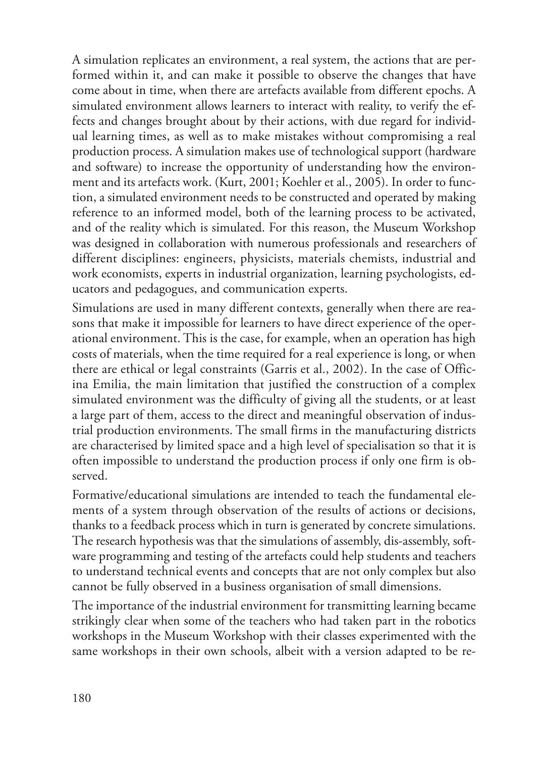A simulation replicates an environment, a real system, the actions that are performed within it, and can make it possible to observe the changes that have come about in time, when there are artefacts available from different epochs. A simulated environment allows learners to interact with reality, to verify the effects and changes brought about by their actions, with due regard for individual learning times, as well as to make mistakes without compromising a real production process. A simulation makes use of technological support (hardware and software) to increase the opportunity of understanding how the environment and its artefacts work. (Kurt, 2001; Koehler et al., 2005). In order to function, a simulated environment needs to be constructed and operated by making reference to an informed model, both of the learning process to be activated, and of the reality which is simulated. For this reason, the Museum Workshop was designed in collaboration with numerous professionals and researchers of different disciplines: engineers, physicists, materials chemists, industrial and work economists, experts in industrial organization, learning psychologists, educators and pedagogues, and communication experts.

Simulations are used in many different contexts, generally when there are reasons that make it impossible for learners to have direct experience of the operational environment. This is the case, for example, when an operation has high costs of materials, when the time required for a real experience is long, or when there are ethical or legal constraints (Garris et al., 2002). In the case of Officina Emilia, the main limitation that justified the construction of a complex simulated environment was the difficulty of giving all the students, or at least a large part of them, access to the direct and meaningful observation of industrial production environments. The small firms in the manufacturing districts are characterised by limited space and a high level of specialisation so that it is often impossible to understand the production process if only one firm is observed.

Formative/educational simulations are intended to teach the fundamental elements of a system through observation of the results of actions or decisions, thanks to a feedback process which in turn is generated by concrete simulations. The research hypothesis was that the simulations of assembly, dis-assembly, software programming and testing of the artefacts could help students and teachers to understand technical events and concepts that are not only complex but also cannot be fully observed in a business organisation of small dimensions.

The importance of the industrial environment for transmitting learning became strikingly clear when some of the teachers who had taken part in the robotics workshops in the Museum Workshop with their classes experimented with the same workshops in their own schools, albeit with a version adapted to be re-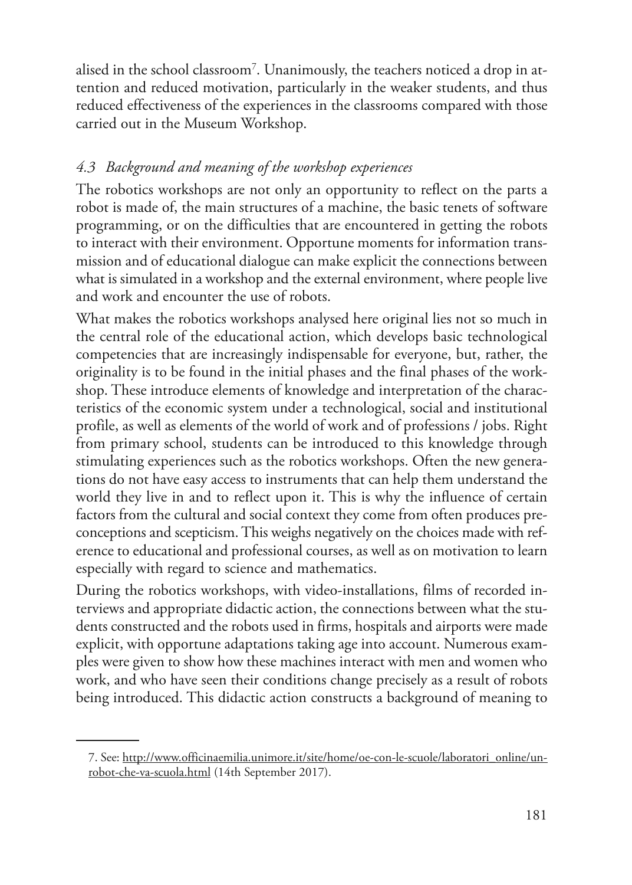alised in the school classroom[7]. Unanimously, the teachers noticed a drop in attention and reduced motivation, particularly in the weaker students, and thus reduced effectiveness of the experiences in the classrooms compared with those carried out in the Museum Workshop.

### *4.3 Background and meaning of the workshop experiences*

The robotics workshops are not only an opportunity to reflect on the parts a robot is made of, the main structures of a machine, the basic tenets of software programming, or on the difficulties that are encountered in getting the robots to interact with their environment. Opportune moments for information transmission and of educational dialogue can make explicit the connections between what is simulated in a workshop and the external environment, where people live and work and encounter the use of robots.

What makes the robotics workshops analysed here original lies not so much in the central role of the educational action, which develops basic technological competencies that are increasingly indispensable for everyone, but, rather, the originality is to be found in the initial phases and the final phases of the workshop. These introduce elements of knowledge and interpretation of the characteristics of the economic system under a technological, social and institutional profile, as well as elements of the world of work and of professions / jobs. Right from primary school, students can be introduced to this knowledge through stimulating experiences such as the robotics workshops. Often the new generations do not have easy access to instruments that can help them understand the world they live in and to reflect upon it. This is why the influence of certain factors from the cultural and social context they come from often produces preconceptions and scepticism. This weighs negatively on the choices made with reference to educational and professional courses, as well as on motivation to learn especially with regard to science and mathematics.

During the robotics workshops, with video-installations, films of recorded interviews and appropriate didactic action, the connections between what the students constructed and the robots used in firms, hospitals and airports were made explicit, with opportune adaptations taking age into account. Numerous examples were given to show how these machines interact with men and women who work, and who have seen their conditions change precisely as a result of robots being introduced. This didactic action constructs a background of meaning to

---

7. See: http://www.officinaemilia.unimore.it/site/home/oe-con-le-scuole/laboratori_online/un-robot-che-va-scuola.html (14th September 2017).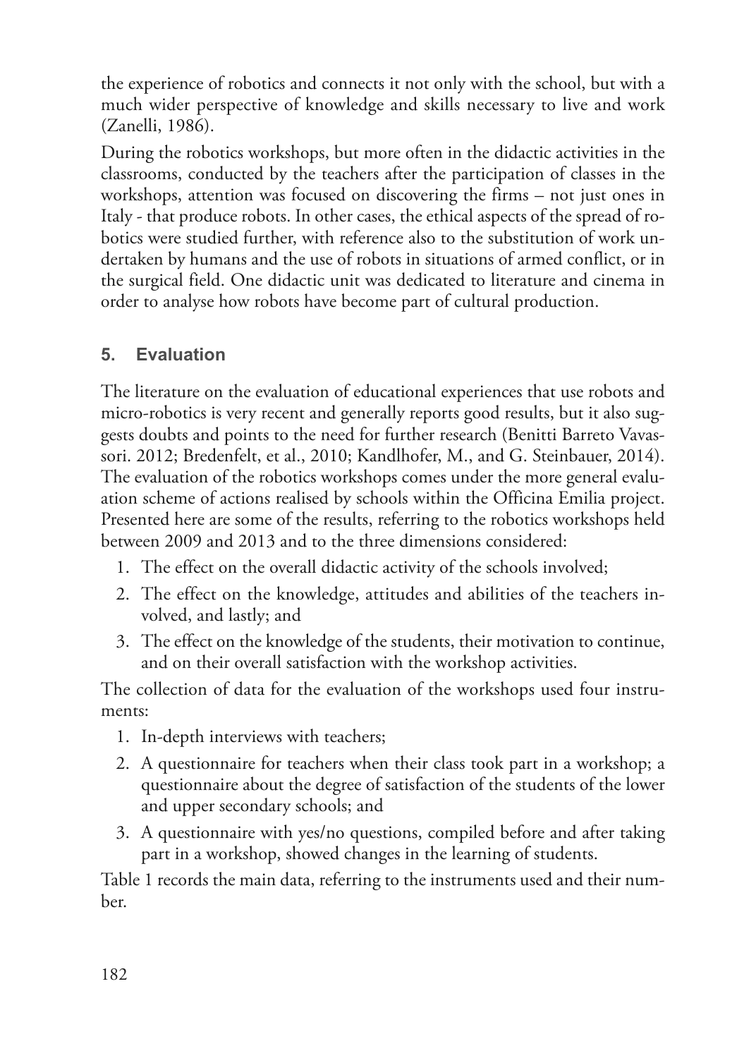the experience of robotics and connects it not only with the school, but with a much wider perspective of knowledge and skills necessary to live and work (Zanelli, 1986).

During the robotics workshops, but more often in the didactic activities in the classrooms, conducted by the teachers after the participation of classes in the workshops, attention was focused on discovering the firms – not just ones in Italy - that produce robots. In other cases, the ethical aspects of the spread of robotics were studied further, with reference also to the substitution of work undertaken by humans and the use of robots in situations of armed conflict, or in the surgical field. One didactic unit was dedicated to literature and cinema in order to analyse how robots have become part of cultural production.

## 5. Evaluation

The literature on the evaluation of educational experiences that use robots and micro-robotics is very recent and generally reports good results, but it also suggests doubts and points to the need for further research (Benitti Barreto Vavassori. 2012; Bredenfelt, et al., 2010; Kandlhofer, M., and G. Steinbauer, 2014). The evaluation of the robotics workshops comes under the more general evaluation scheme of actions realised by schools within the Officina Emilia project. Presented here are some of the results, referring to the robotics workshops held between 2009 and 2013 and to the three dimensions considered:

1. The effect on the overall didactic activity of the schools involved;
2. The effect on the knowledge, attitudes and abilities of the teachers involved, and lastly; and
3. The effect on the knowledge of the students, their motivation to continue, and on their overall satisfaction with the workshop activities.

The collection of data for the evaluation of the workshops used four instruments:

1. In-depth interviews with teachers;
2. A questionnaire for teachers when their class took part in a workshop; a questionnaire about the degree of satisfaction of the students of the lower and upper secondary schools; and
3. A questionnaire with yes/no questions, compiled before and after taking part in a workshop, showed changes in the learning of students.

Table 1 records the main data, referring to the instruments used and their number.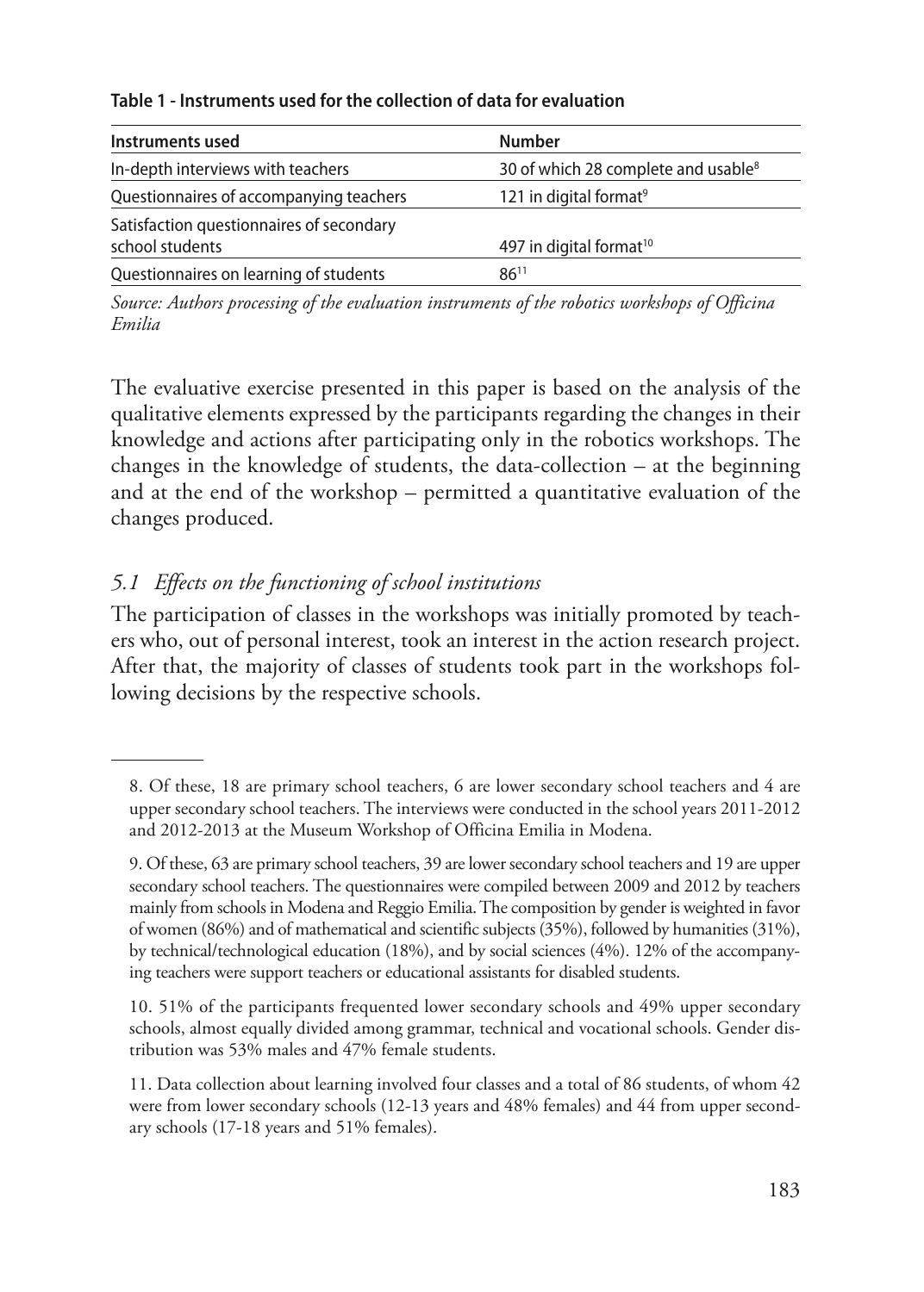**Table 1 - Instruments used for the collection of data for evaluation**

| Instruments used | Number |
|---|---|
| In-depth interviews with teachers | 30 of which 28 complete and usable[8] |
| Questionnaires of accompanying teachers | 121 in digital format[9] |
| Satisfaction questionnaires of secondary school students | 497 in digital format[10] |
| Questionnaires on learning of students | 86[11] |

*Source: Authors processing of the evaluation instruments of the robotics workshops of Officina Emilia*

The evaluative exercise presented in this paper is based on the analysis of the qualitative elements expressed by the participants regarding the changes in their knowledge and actions after participating only in the robotics workshops. The changes in the knowledge of students, the data-collection – at the beginning and at the end of the workshop – permitted a quantitative evaluation of the changes produced.

### *5.1 Effects on the functioning of school institutions*

The participation of classes in the workshops was initially promoted by teachers who, out of personal interest, took an interest in the action research project. After that, the majority of classes of students took part in the workshops following decisions by the respective schools.

---

8. Of these, 18 are primary school teachers, 6 are lower secondary school teachers and 4 are upper secondary school teachers. The interviews were conducted in the school years 2011-2012 and 2012-2013 at the Museum Workshop of Officina Emilia in Modena.

9. Of these, 63 are primary school teachers, 39 are lower secondary school teachers and 19 are upper secondary school teachers. The questionnaires were compiled between 2009 and 2012 by teachers mainly from schools in Modena and Reggio Emilia. The composition by gender is weighted in favor of women (86%) and of mathematical and scientific subjects (35%), followed by humanities (31%), by technical/technological education (18%), and by social sciences (4%). 12% of the accompanying teachers were support teachers or educational assistants for disabled students.

10. 51% of the participants frequented lower secondary schools and 49% upper secondary schools, almost equally divided among grammar, technical and vocational schools. Gender distribution was 53% males and 47% female students.

11. Data collection about learning involved four classes and a total of 86 students, of whom 42 were from lower secondary schools (12-13 years and 48% females) and 44 from upper secondary schools (17-18 years and 51% females).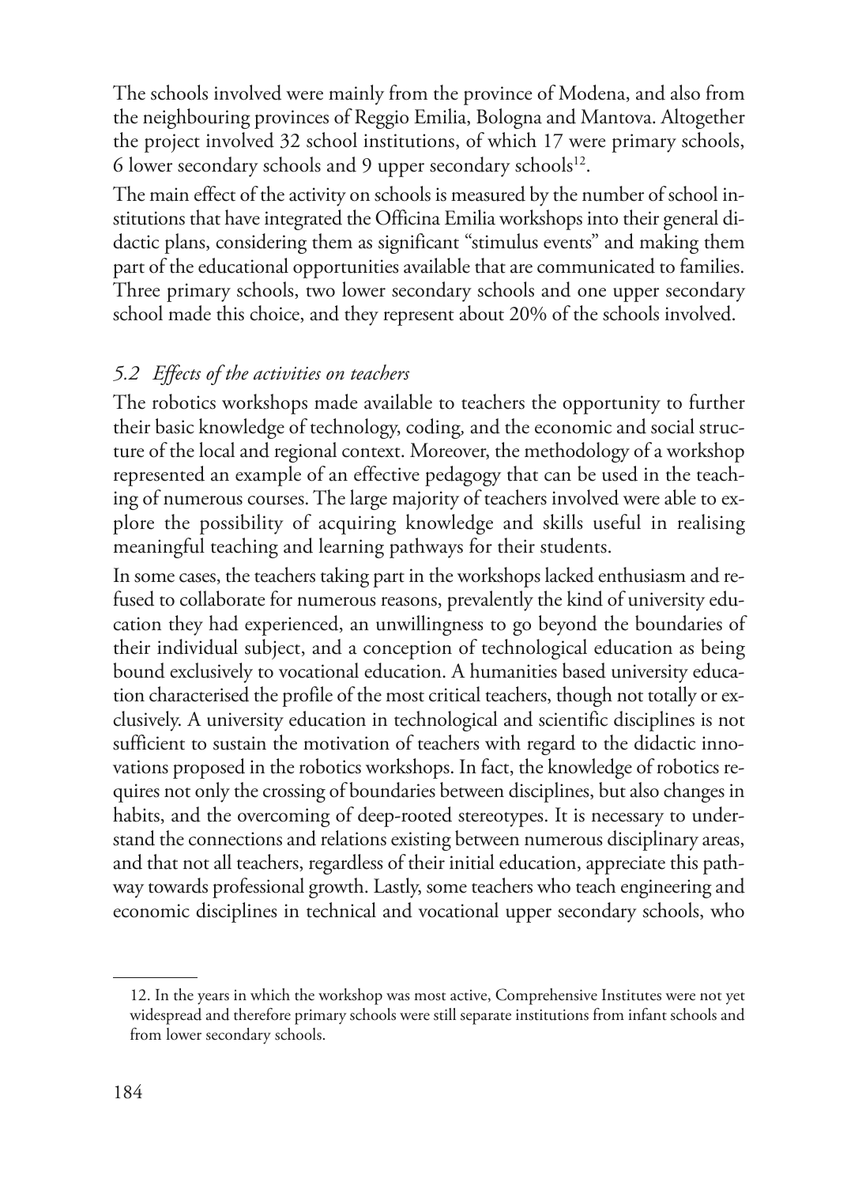The schools involved were mainly from the province of Modena, and also from the neighbouring provinces of Reggio Emilia, Bologna and Mantova. Altogether the project involved 32 school institutions, of which 17 were primary schools, 6 lower secondary schools and 9 upper secondary schools[12].

The main effect of the activity on schools is measured by the number of school institutions that have integrated the Officina Emilia workshops into their general didactic plans, considering them as significant "stimulus events" and making them part of the educational opportunities available that are communicated to families. Three primary schools, two lower secondary schools and one upper secondary school made this choice, and they represent about 20% of the schools involved.

### *5.2 Effects of the activities on teachers*

The robotics workshops made available to teachers the opportunity to further their basic knowledge of technology, coding, and the economic and social structure of the local and regional context. Moreover, the methodology of a workshop represented an example of an effective pedagogy that can be used in the teaching of numerous courses. The large majority of teachers involved were able to explore the possibility of acquiring knowledge and skills useful in realising meaningful teaching and learning pathways for their students.

In some cases, the teachers taking part in the workshops lacked enthusiasm and refused to collaborate for numerous reasons, prevalently the kind of university education they had experienced, an unwillingness to go beyond the boundaries of their individual subject, and a conception of technological education as being bound exclusively to vocational education. A humanities based university education characterised the profile of the most critical teachers, though not totally or exclusively. A university education in technological and scientific disciplines is not sufficient to sustain the motivation of teachers with regard to the didactic innovations proposed in the robotics workshops. In fact, the knowledge of robotics requires not only the crossing of boundaries between disciplines, but also changes in habits, and the overcoming of deep-rooted stereotypes. It is necessary to understand the connections and relations existing between numerous disciplinary areas, and that not all teachers, regardless of their initial education, appreciate this pathway towards professional growth. Lastly, some teachers who teach engineering and economic disciplines in technical and vocational upper secondary schools, who

12. In the years in which the workshop was most active, Comprehensive Institutes were not yet widespread and therefore primary schools were still separate institutions from infant schools and from lower secondary schools.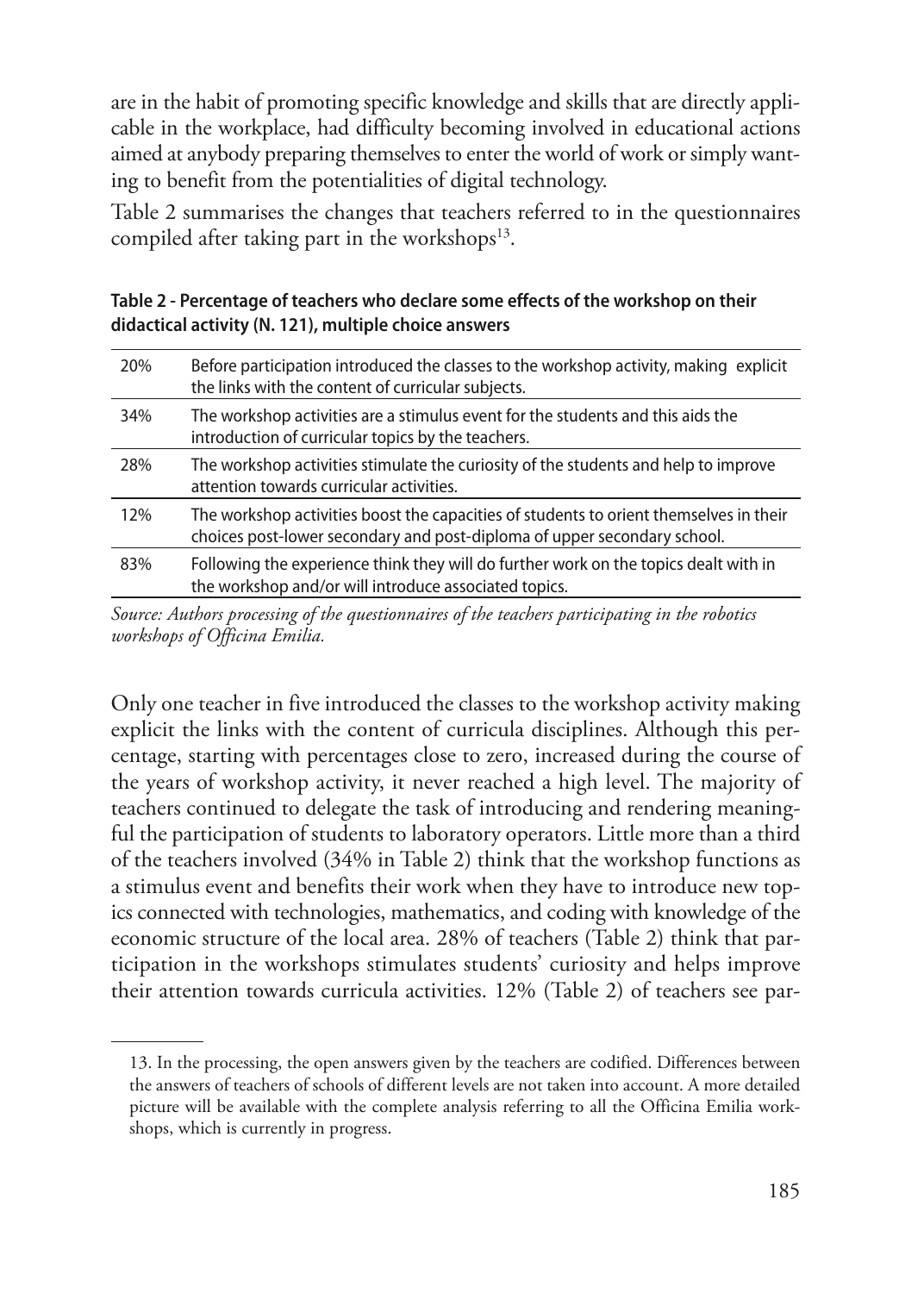are in the habit of promoting specific knowledge and skills that are directly applicable in the workplace, had difficulty becoming involved in educational actions aimed at anybody preparing themselves to enter the world of work or simply wanting to benefit from the potentialities of digital technology.

Table 2 summarises the changes that teachers referred to in the questionnaires compiled after taking part in the workshops[13].

**Table 2 - Percentage of teachers who declare some effects of the workshop on their didactical activity (N. 121), multiple choice answers**

| | |
|---|---|
| 20% | Before participation introduced the classes to the workshop activity, making explicit the links with the content of curricular subjects. |
| 34% | The workshop activities are a stimulus event for the students and this aids the introduction of curricular topics by the teachers. |
| 28% | The workshop activities stimulate the curiosity of the students and help to improve attention towards curricular activities. |
| 12% | The workshop activities boost the capacities of students to orient themselves in their choices post-lower secondary and post-diploma of upper secondary school. |
| 83% | Following the experience think they will do further work on the topics dealt with in the workshop and/or will introduce associated topics. |

*Source: Authors processing of the questionnaires of the teachers participating in the robotics workshops of Officina Emilia.*

Only one teacher in five introduced the classes to the workshop activity making explicit the links with the content of curricula disciplines. Although this percentage, starting with percentages close to zero, increased during the course of the years of workshop activity, it never reached a high level. The majority of teachers continued to delegate the task of introducing and rendering meaningful the participation of students to laboratory operators. Little more than a third of the teachers involved (34% in Table 2) think that the workshop functions as a stimulus event and benefits their work when they have to introduce new topics connected with technologies, mathematics, and coding with knowledge of the economic structure of the local area. 28% of teachers (Table 2) think that participation in the workshops stimulates students' curiosity and helps improve their attention towards curricula activities. 12% (Table 2) of teachers see par-

13. In the processing, the open answers given by the teachers are codified. Differences between the answers of teachers of schools of different levels are not taken into account. A more detailed picture will be available with the complete analysis referring to all the Officina Emilia workshops, which is currently in progress.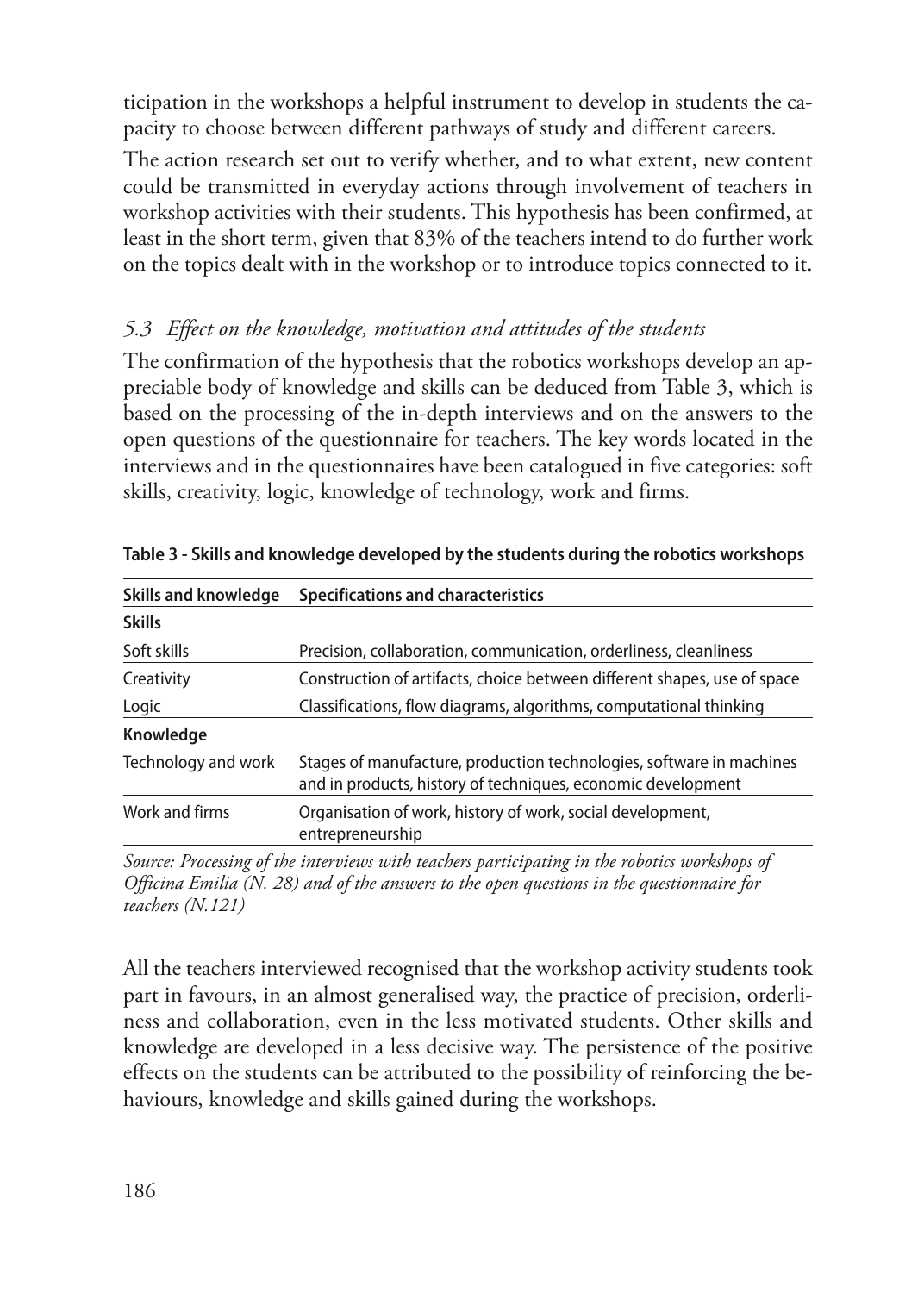ticipation in the workshops a helpful instrument to develop in students the capacity to choose between different pathways of study and different careers.

The action research set out to verify whether, and to what extent, new content could be transmitted in everyday actions through involvement of teachers in workshop activities with their students. This hypothesis has been confirmed, at least in the short term, given that 83% of the teachers intend to do further work on the topics dealt with in the workshop or to introduce topics connected to it.

### *5.3 Effect on the knowledge, motivation and attitudes of the students*

The confirmation of the hypothesis that the robotics workshops develop an appreciable body of knowledge and skills can be deduced from Table 3, which is based on the processing of the in-depth interviews and on the answers to the open questions of the questionnaire for teachers. The key words located in the interviews and in the questionnaires have been catalogued in five categories: soft skills, creativity, logic, knowledge of technology, work and firms.

**Table 3 - Skills and knowledge developed by the students during the robotics workshops**

| Skills and knowledge | Specifications and characteristics |
|---|---|
| **Skills** | |
| Soft skills | Precision, collaboration, communication, orderliness, cleanliness |
| Creativity | Construction of artifacts, choice between different shapes, use of space |
| Logic | Classifications, flow diagrams, algorithms, computational thinking |
| **Knowledge** | |
| Technology and work | Stages of manufacture, production technologies, software in machines and in products, history of techniques, economic development |
| Work and firms | Organisation of work, history of work, social development, entrepreneurship |

*Source: Processing of the interviews with teachers participating in the robotics workshops of Officina Emilia (N. 28) and of the answers to the open questions in the questionnaire for teachers (N.121)*

All the teachers interviewed recognised that the workshop activity students took part in favours, in an almost generalised way, the practice of precision, orderliness and collaboration, even in the less motivated students. Other skills and knowledge are developed in a less decisive way. The persistence of the positive effects on the students can be attributed to the possibility of reinforcing the behaviours, knowledge and skills gained during the workshops.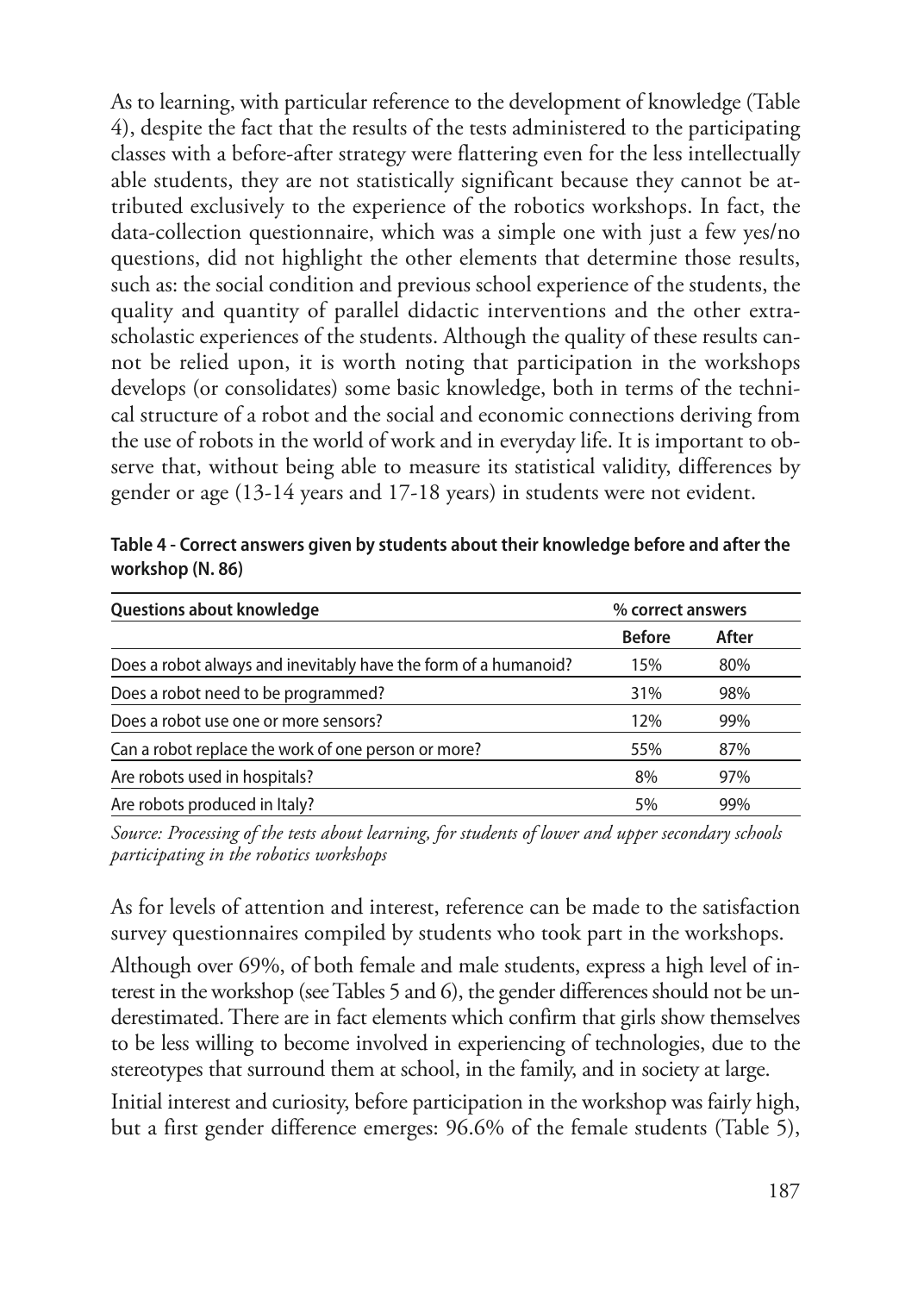As to learning, with particular reference to the development of knowledge (Table 4), despite the fact that the results of the tests administered to the participating classes with a before-after strategy were flattering even for the less intellectually able students, they are not statistically significant because they cannot be attributed exclusively to the experience of the robotics workshops. In fact, the data-collection questionnaire, which was a simple one with just a few yes/no questions, did not highlight the other elements that determine those results, such as: the social condition and previous school experience of the students, the quality and quantity of parallel didactic interventions and the other extra-scholastic experiences of the students. Although the quality of these results cannot be relied upon, it is worth noting that participation in the workshops develops (or consolidates) some basic knowledge, both in terms of the technical structure of a robot and the social and economic connections deriving from the use of robots in the world of work and in everyday life. It is important to observe that, without being able to measure its statistical validity, differences by gender or age (13-14 years and 17-18 years) in students were not evident.

**Table 4 - Correct answers given by students about their knowledge before and after the workshop (N. 86)**

| Questions about knowledge | % correct answers | |
|---|---|---|
| | **Before** | **After** |
| Does a robot always and inevitably have the form of a humanoid? | 15% | 80% |
| Does a robot need to be programmed? | 31% | 98% |
| Does a robot use one or more sensors? | 12% | 99% |
| Can a robot replace the work of one person or more? | 55% | 87% |
| Are robots used in hospitals? | 8% | 97% |
| Are robots produced in Italy? | 5% | 99% |

*Source: Processing of the tests about learning, for students of lower and upper secondary schools participating in the robotics workshops*

As for levels of attention and interest, reference can be made to the satisfaction survey questionnaires compiled by students who took part in the workshops.

Although over 69%, of both female and male students, express a high level of interest in the workshop (see Tables 5 and 6), the gender differences should not be underestimated. There are in fact elements which confirm that girls show themselves to be less willing to become involved in experiencing of technologies, due to the stereotypes that surround them at school, in the family, and in society at large.

Initial interest and curiosity, before participation in the workshop was fairly high, but a first gender difference emerges: 96.6% of the female students (Table 5),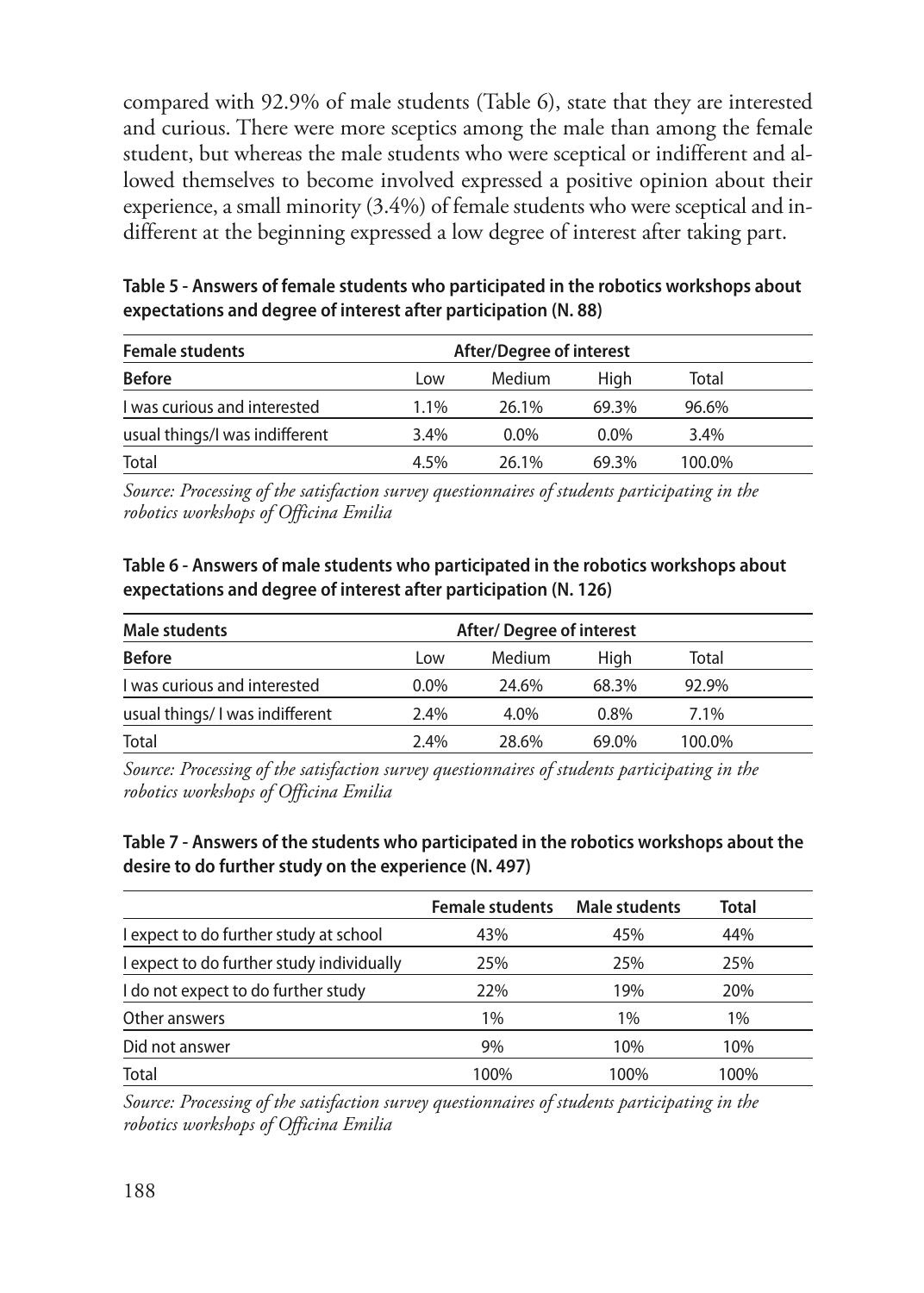compared with 92.9% of male students (Table 6), state that they are interested and curious. There were more sceptics among the male than among the female student, but whereas the male students who were sceptical or indifferent and allowed themselves to become involved expressed a positive opinion about their experience, a small minority (3.4%) of female students who were sceptical and indifferent at the beginning expressed a low degree of interest after taking part.

**Table 5 - Answers of female students who participated in the robotics workshops about expectations and degree of interest after participation (N. 88)**

| Female students | After/Degree of interest | | | |
|---|---|---|---|---|
| **Before** | Low | Medium | High | Total |
| I was curious and interested | 1.1% | 26.1% | 69.3% | 96.6% |
| usual things/I was indifferent | 3.4% | 0.0% | 0.0% | 3.4% |
| Total | 4.5% | 26.1% | 69.3% | 100.0% |

*Source: Processing of the satisfaction survey questionnaires of students participating in the robotics workshops of Officina Emilia*

**Table 6 - Answers of male students who participated in the robotics workshops about expectations and degree of interest after participation (N. 126)**

| Male students | After/ Degree of interest | | | |
|---|---|---|---|---|
| **Before** | Low | Medium | High | Total |
| I was curious and interested | 0.0% | 24.6% | 68.3% | 92.9% |
| usual things/ I was indifferent | 2.4% | 4.0% | 0.8% | 7.1% |
| Total | 2.4% | 28.6% | 69.0% | 100.0% |

*Source: Processing of the satisfaction survey questionnaires of students participating in the robotics workshops of Officina Emilia*

**Table 7 - Answers of the students who participated in the robotics workshops about the desire to do further study on the experience (N. 497)**

| | Female students | Male students | Total |
|---|---|---|---|
| I expect to do further study at school | 43% | 45% | 44% |
| I expect to do further study individually | 25% | 25% | 25% |
| I do not expect to do further study | 22% | 19% | 20% |
| Other answers | 1% | 1% | 1% |
| Did not answer | 9% | 10% | 10% |
| Total | 100% | 100% | 100% |

*Source: Processing of the satisfaction survey questionnaires of students participating in the robotics workshops of Officina Emilia*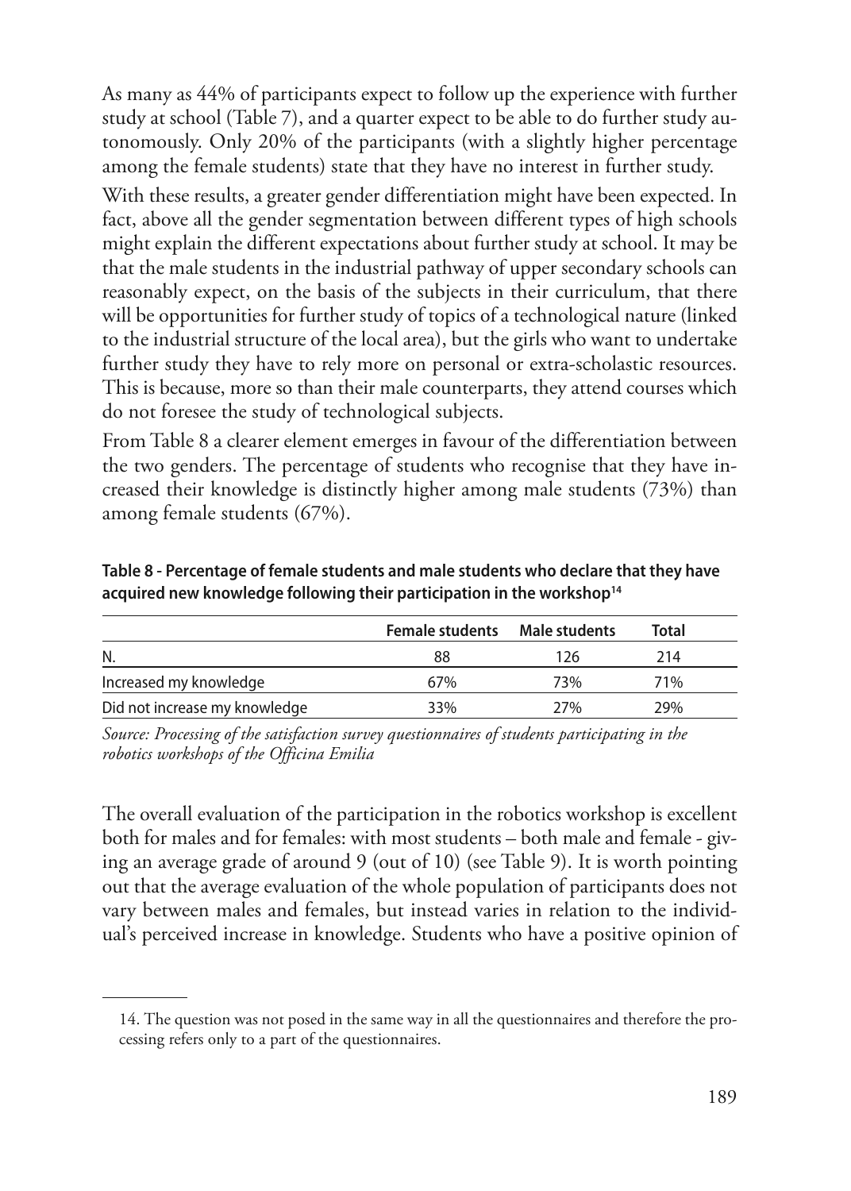As many as 44% of participants expect to follow up the experience with further study at school (Table 7), and a quarter expect to be able to do further study autonomously. Only 20% of the participants (with a slightly higher percentage among the female students) state that they have no interest in further study.

With these results, a greater gender differentiation might have been expected. In fact, above all the gender segmentation between different types of high schools might explain the different expectations about further study at school. It may be that the male students in the industrial pathway of upper secondary schools can reasonably expect, on the basis of the subjects in their curriculum, that there will be opportunities for further study of topics of a technological nature (linked to the industrial structure of the local area), but the girls who want to undertake further study they have to rely more on personal or extra-scholastic resources. This is because, more so than their male counterparts, they attend courses which do not foresee the study of technological subjects.

From Table 8 a clearer element emerges in favour of the differentiation between the two genders. The percentage of students who recognise that they have increased their knowledge is distinctly higher among male students (73%) than among female students (67%).

**Table 8 - Percentage of female students and male students who declare that they have acquired new knowledge following their participation in the workshop[14]**

| | Female students | Male students | Total |
|---|---|---|---|
| N. | 88 | 126 | 214 |
| Increased my knowledge | 67% | 73% | 71% |
| Did not increase my knowledge | 33% | 27% | 29% |

*Source: Processing of the satisfaction survey questionnaires of students participating in the robotics workshops of the Officina Emilia*

The overall evaluation of the participation in the robotics workshop is excellent both for males and for females: with most students – both male and female - giving an average grade of around 9 (out of 10) (see Table 9). It is worth pointing out that the average evaluation of the whole population of participants does not vary between males and females, but instead varies in relation to the individual's perceived increase in knowledge. Students who have a positive opinion of

14. The question was not posed in the same way in all the questionnaires and therefore the processing refers only to a part of the questionnaires.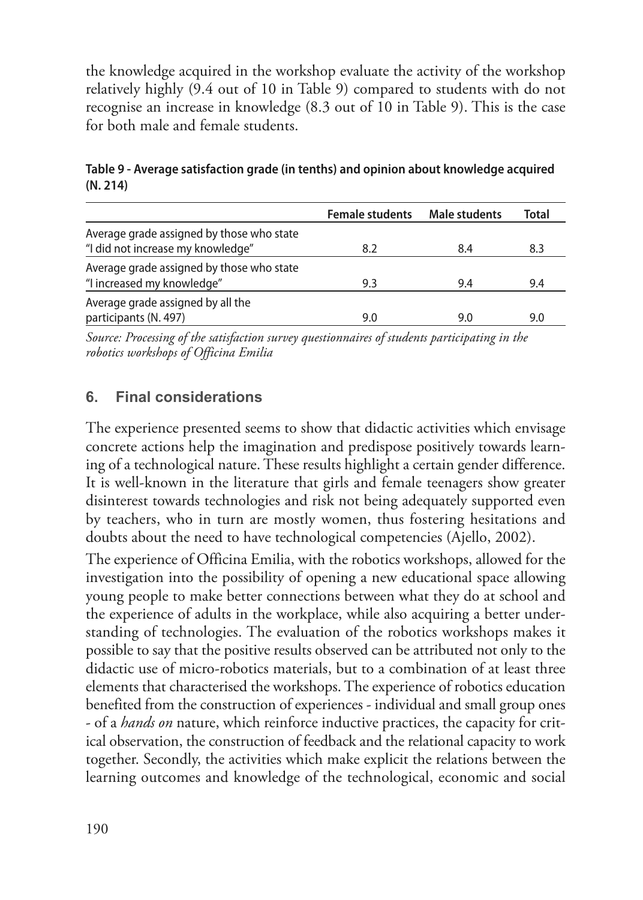the knowledge acquired in the workshop evaluate the activity of the workshop relatively highly (9.4 out of 10 in Table 9) compared to students with do not recognise an increase in knowledge (8.3 out of 10 in Table 9). This is the case for both male and female students.

**Table 9 - Average satisfaction grade (in tenths) and opinion about knowledge acquired (N. 214)**

| | Female students | Male students | Total |
|---|---|---|---|
| Average grade assigned by those who state "I did not increase my knowledge" | 8.2 | 8.4 | 8.3 |
| Average grade assigned by those who state "I increased my knowledge" | 9.3 | 9.4 | 9.4 |
| Average grade assigned by all the participants (N. 497) | 9.0 | 9.0 | 9.0 |

*Source: Processing of the satisfaction survey questionnaires of students participating in the robotics workshops of Officina Emilia*

## 6. Final considerations

The experience presented seems to show that didactic activities which envisage concrete actions help the imagination and predispose positively towards learning of a technological nature. These results highlight a certain gender difference. It is well-known in the literature that girls and female teenagers show greater disinterest towards technologies and risk not being adequately supported even by teachers, who in turn are mostly women, thus fostering hesitations and doubts about the need to have technological competencies (Ajello, 2002).

The experience of Officina Emilia, with the robotics workshops, allowed for the investigation into the possibility of opening a new educational space allowing young people to make better connections between what they do at school and the experience of adults in the workplace, while also acquiring a better understanding of technologies. The evaluation of the robotics workshops makes it possible to say that the positive results observed can be attributed not only to the didactic use of micro-robotics materials, but to a combination of at least three elements that characterised the workshops. The experience of robotics education benefited from the construction of experiences - individual and small group ones - of a *hands on* nature, which reinforce inductive practices, the capacity for critical observation, the construction of feedback and the relational capacity to work together. Secondly, the activities which make explicit the relations between the learning outcomes and knowledge of the technological, economic and social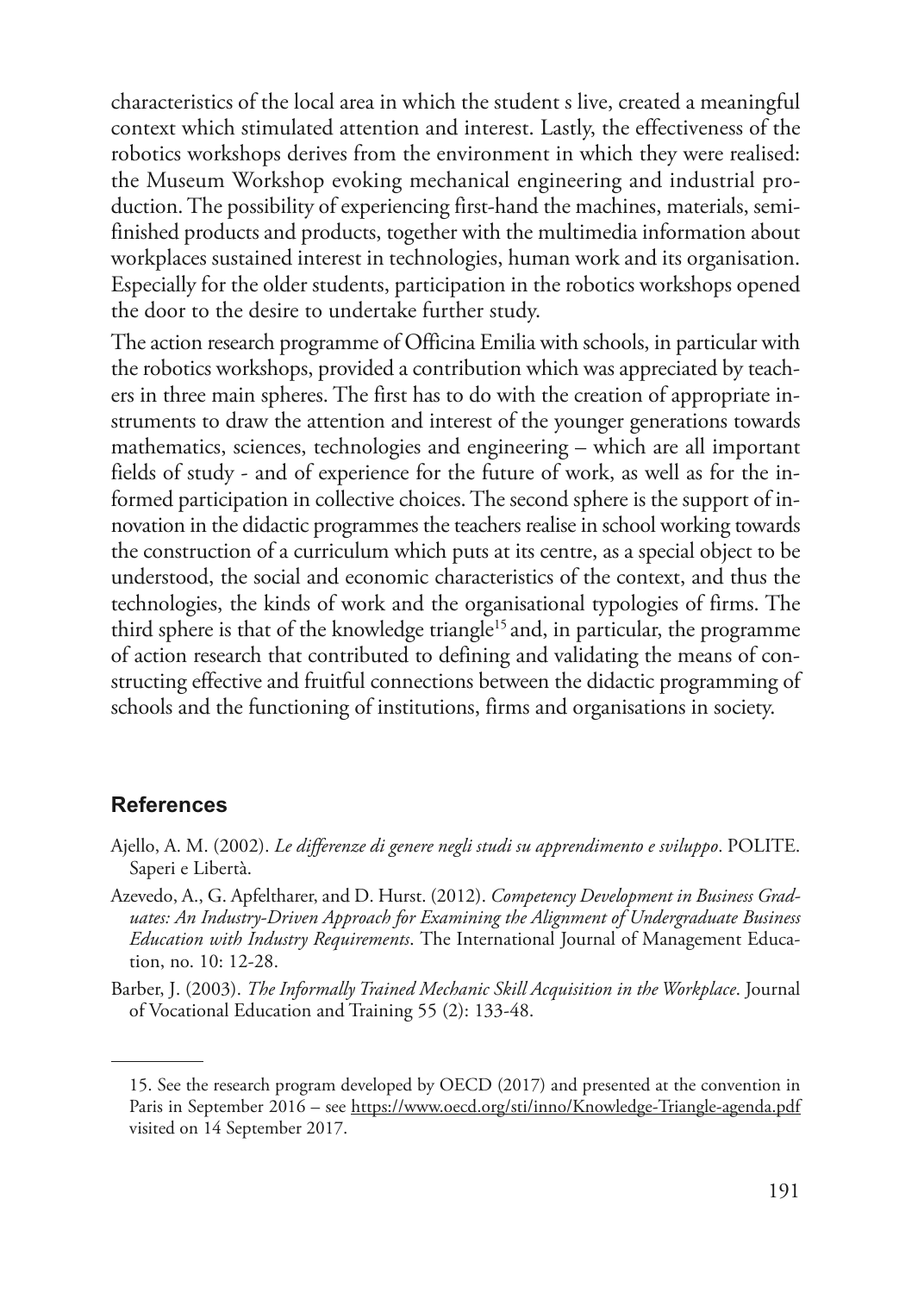characteristics of the local area in which the student s live, created a meaningful context which stimulated attention and interest. Lastly, the effectiveness of the robotics workshops derives from the environment in which they were realised: the Museum Workshop evoking mechanical engineering and industrial production. The possibility of experiencing first-hand the machines, materials, semi-finished products and products, together with the multimedia information about workplaces sustained interest in technologies, human work and its organisation. Especially for the older students, participation in the robotics workshops opened the door to the desire to undertake further study.

The action research programme of Officina Emilia with schools, in particular with the robotics workshops, provided a contribution which was appreciated by teachers in three main spheres. The first has to do with the creation of appropriate instruments to draw the attention and interest of the younger generations towards mathematics, sciences, technologies and engineering – which are all important fields of study - and of experience for the future of work, as well as for the informed participation in collective choices. The second sphere is the support of innovation in the didactic programmes the teachers realise in school working towards the construction of a curriculum which puts at its centre, as a special object to be understood, the social and economic characteristics of the context, and thus the technologies, the kinds of work and the organisational typologies of firms. The third sphere is that of the knowledge triangle[15] and, in particular, the programme of action research that contributed to defining and validating the means of constructing effective and fruitful connections between the didactic programming of schools and the functioning of institutions, firms and organisations in society.

## References

Ajello, A. M. (2002). *Le differenze di genere negli studi su apprendimento e sviluppo*. POLITE. Saperi e Libertà.

Azevedo, A., G. Apfeltharer, and D. Hurst. (2012). *Competency Development in Business Graduates: An Industry-Driven Approach for Examining the Alignment of Undergraduate Business Education with Industry Requirements*. The International Journal of Management Education, no. 10: 12-28.

Barber, J. (2003). *The Informally Trained Mechanic Skill Acquisition in the Workplace*. Journal of Vocational Education and Training 55 (2): 133-48.

---

15. See the research program developed by OECD (2017) and presented at the convention in Paris in September 2016 – see https://www.oecd.org/sti/inno/Knowledge-Triangle-agenda.pdf visited on 14 September 2017.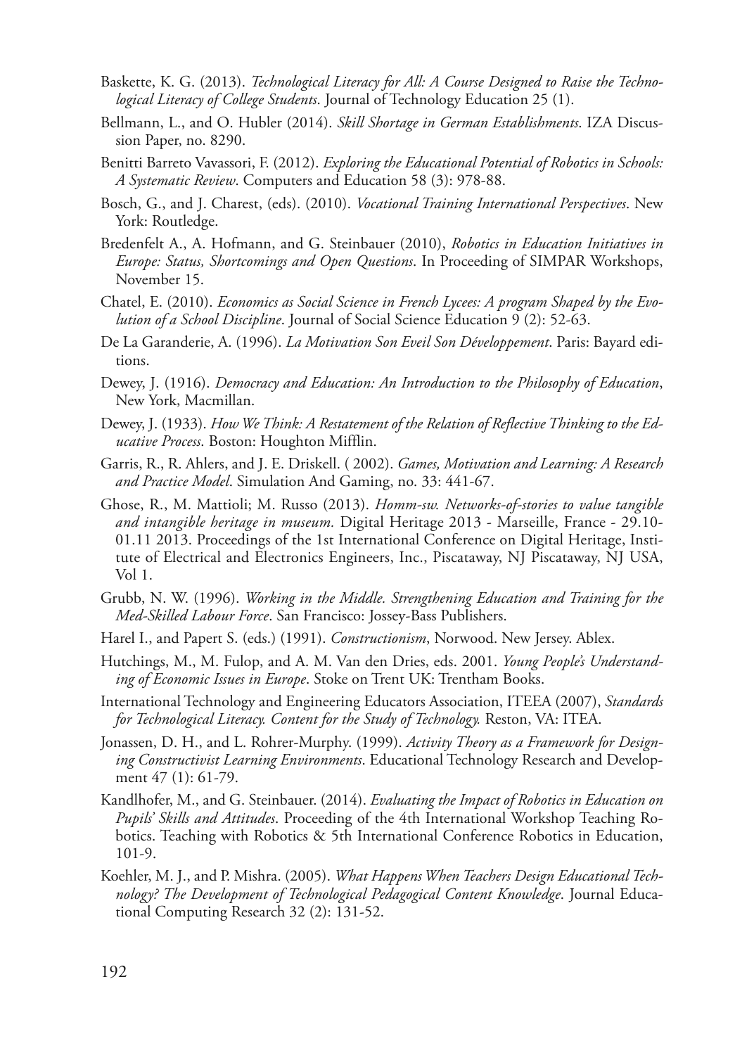Baskette, K. G. (2013). *Technological Literacy for All: A Course Designed to Raise the Technological Literacy of College Students*. Journal of Technology Education 25 (1).

Bellmann, L., and O. Hubler (2014). *Skill Shortage in German Establishments*. IZA Discussion Paper, no. 8290.

Benitti Barreto Vavassori, F. (2012). *Exploring the Educational Potential of Robotics in Schools: A Systematic Review*. Computers and Education 58 (3): 978-88.

Bosch, G., and J. Charest, (eds). (2010). *Vocational Training International Perspectives*. New York: Routledge.

Bredenfelt A., A. Hofmann, and G. Steinbauer (2010), *Robotics in Education Initiatives in Europe: Status, Shortcomings and Open Questions*. In Proceeding of SIMPAR Workshops, November 15.

Chatel, E. (2010). *Economics as Social Science in French Lycees: A program Shaped by the Evolution of a School Discipline*. Journal of Social Science Education 9 (2): 52-63.

De La Garanderie, A. (1996). *La Motivation Son Eveil Son Développement*. Paris: Bayard editions.

Dewey, J. (1916). *Democracy and Education: An Introduction to the Philosophy of Education*, New York, Macmillan.

Dewey, J. (1933). *How We Think: A Restatement of the Relation of Reflective Thinking to the Educative Process*. Boston: Houghton Mifflin.

Garris, R., R. Ahlers, and J. E. Driskell. ( 2002). *Games, Motivation and Learning: A Research and Practice Model*. Simulation And Gaming, no. 33: 441-67.

Ghose, R., M. Mattioli; M. Russo (2013). *Homm-sw. Networks-of-stories to value tangible and intangible heritage in museum.* Digital Heritage 2013 - Marseille, France - 29.10-01.11 2013. Proceedings of the 1st International Conference on Digital Heritage, Institute of Electrical and Electronics Engineers, Inc., Piscataway, NJ Piscataway, NJ USA, Vol 1.

Grubb, N. W. (1996). *Working in the Middle. Strengthening Education and Training for the Med-Skilled Labour Force*. San Francisco: Jossey-Bass Publishers.

Harel I., and Papert S. (eds.) (1991). *Constructionism*, Norwood. New Jersey. Ablex.

Hutchings, M., M. Fulop, and A. M. Van den Dries, eds. 2001. *Young People's Understanding of Economic Issues in Europe*. Stoke on Trent UK: Trentham Books.

International Technology and Engineering Educators Association, ITEEA (2007), *Standards for Technological Literacy. Content for the Study of Technology.* Reston, VA: ITEA.

Jonassen, D. H., and L. Rohrer-Murphy. (1999). *Activity Theory as a Framework for Designing Constructivist Learning Environments*. Educational Technology Research and Development 47 (1): 61-79.

Kandlhofer, M., and G. Steinbauer. (2014). *Evaluating the Impact of Robotics in Education on Pupils' Skills and Attitudes*. Proceeding of the 4th International Workshop Teaching Robotics. Teaching with Robotics & 5th International Conference Robotics in Education, 101-9.

Koehler, M. J., and P. Mishra. (2005). *What Happens When Teachers Design Educational Technology? The Development of Technological Pedagogical Content Knowledge*. Journal Educational Computing Research 32 (2): 131-52.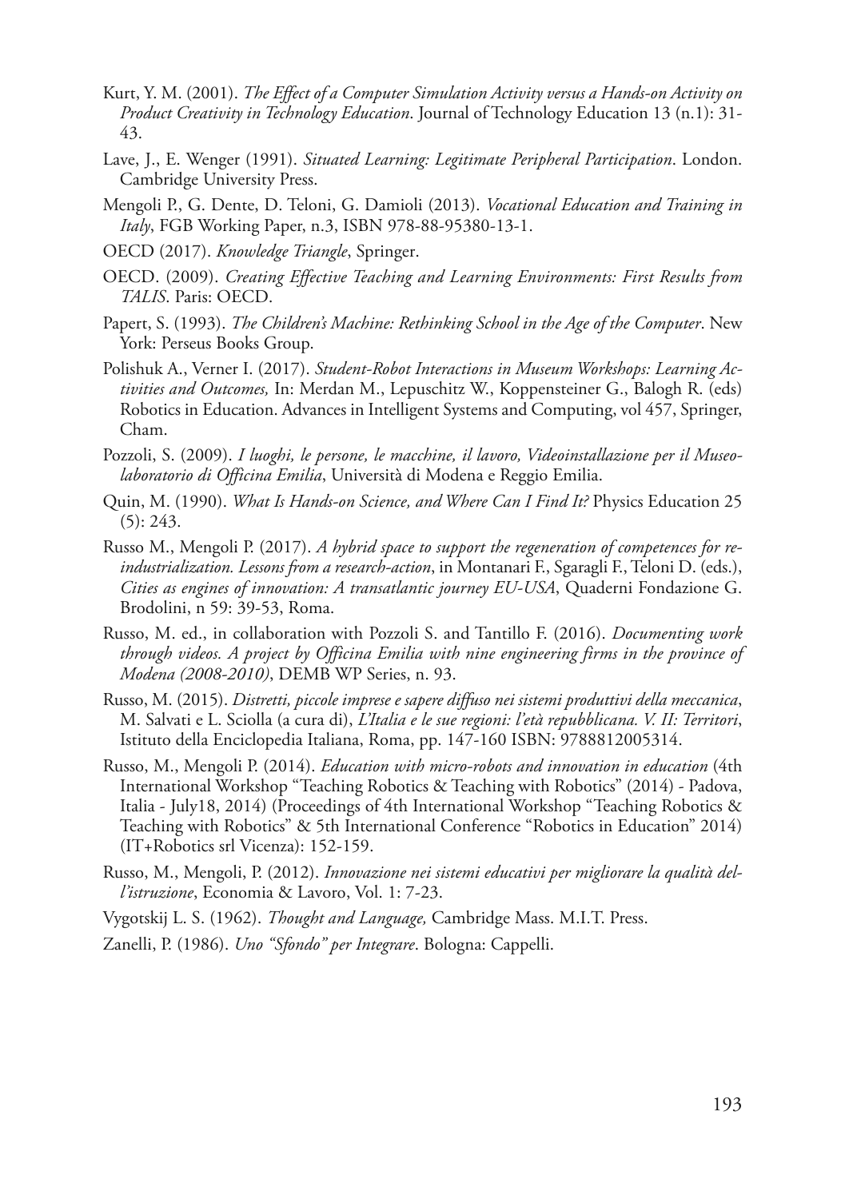Kurt, Y. M. (2001). *The Effect of a Computer Simulation Activity versus a Hands-on Activity on Product Creativity in Technology Education*. Journal of Technology Education 13 (n.1): 31-43.

Lave, J., E. Wenger (1991). *Situated Learning: Legitimate Peripheral Participation*. London. Cambridge University Press.

Mengoli P., G. Dente, D. Teloni, G. Damioli (2013). *Vocational Education and Training in Italy*, FGB Working Paper, n.3, ISBN 978-88-95380-13-1.

OECD (2017). *Knowledge Triangle*, Springer.

OECD. (2009). *Creating Effective Teaching and Learning Environments: First Results from TALIS*. Paris: OECD.

Papert, S. (1993). *The Children's Machine: Rethinking School in the Age of the Computer*. New York: Perseus Books Group.

Polishuk A., Verner I. (2017). *Student-Robot Interactions in Museum Workshops: Learning Activities and Outcomes,* In: Merdan M., Lepuschitz W., Koppensteiner G., Balogh R. (eds) Robotics in Education. Advances in Intelligent Systems and Computing, vol 457, Springer, Cham.

Pozzoli, S. (2009). *I luoghi, le persone, le macchine, il lavoro, Videoinstallazione per il Museolaboratorio di Officina Emilia*, Università di Modena e Reggio Emilia.

Quin, M. (1990). *What Is Hands-on Science, and Where Can I Find It?* Physics Education 25 (5): 243.

Russo M., Mengoli P. (2017). *A hybrid space to support the regeneration of competences for re-industrialization. Lessons from a research-action*, in Montanari F., Sgaragli F., Teloni D. (eds.), *Cities as engines of innovation: A transatlantic journey EU-USA*, Quaderni Fondazione G. Brodolini, n 59: 39-53, Roma.

Russo, M. ed., in collaboration with Pozzoli S. and Tantillo F. (2016). *Documenting work through videos. A project by Officina Emilia with nine engineering firms in the province of Modena (2008-2010)*, DEMB WP Series, n. 93.

Russo, M. (2015). *Distretti, piccole imprese e sapere diffuso nei sistemi produttivi della meccanica*, M. Salvati e L. Sciolla (a cura di), *L'Italia e le sue regioni: l'età repubblicana. V. II: Territori*, Istituto della Enciclopedia Italiana, Roma, pp. 147-160 ISBN: 9788812005314.

Russo, M., Mengoli P. (2014). *Education with micro-robots and innovation in education* (4th International Workshop "Teaching Robotics & Teaching with Robotics" (2014) - Padova, Italia - July18, 2014) (Proceedings of 4th International Workshop "Teaching Robotics & Teaching with Robotics" & 5th International Conference "Robotics in Education" 2014) (IT+Robotics srl Vicenza): 152-159.

Russo, M., Mengoli, P. (2012). *Innovazione nei sistemi educativi per migliorare la qualità dell'istruzione*, Economia & Lavoro, Vol. 1: 7-23.

Vygotskij L. S. (1962). *Thought and Language,* Cambridge Mass. M.I.T. Press.

Zanelli, P. (1986). *Uno "Sfondo" per Integrare*. Bologna: Cappelli.